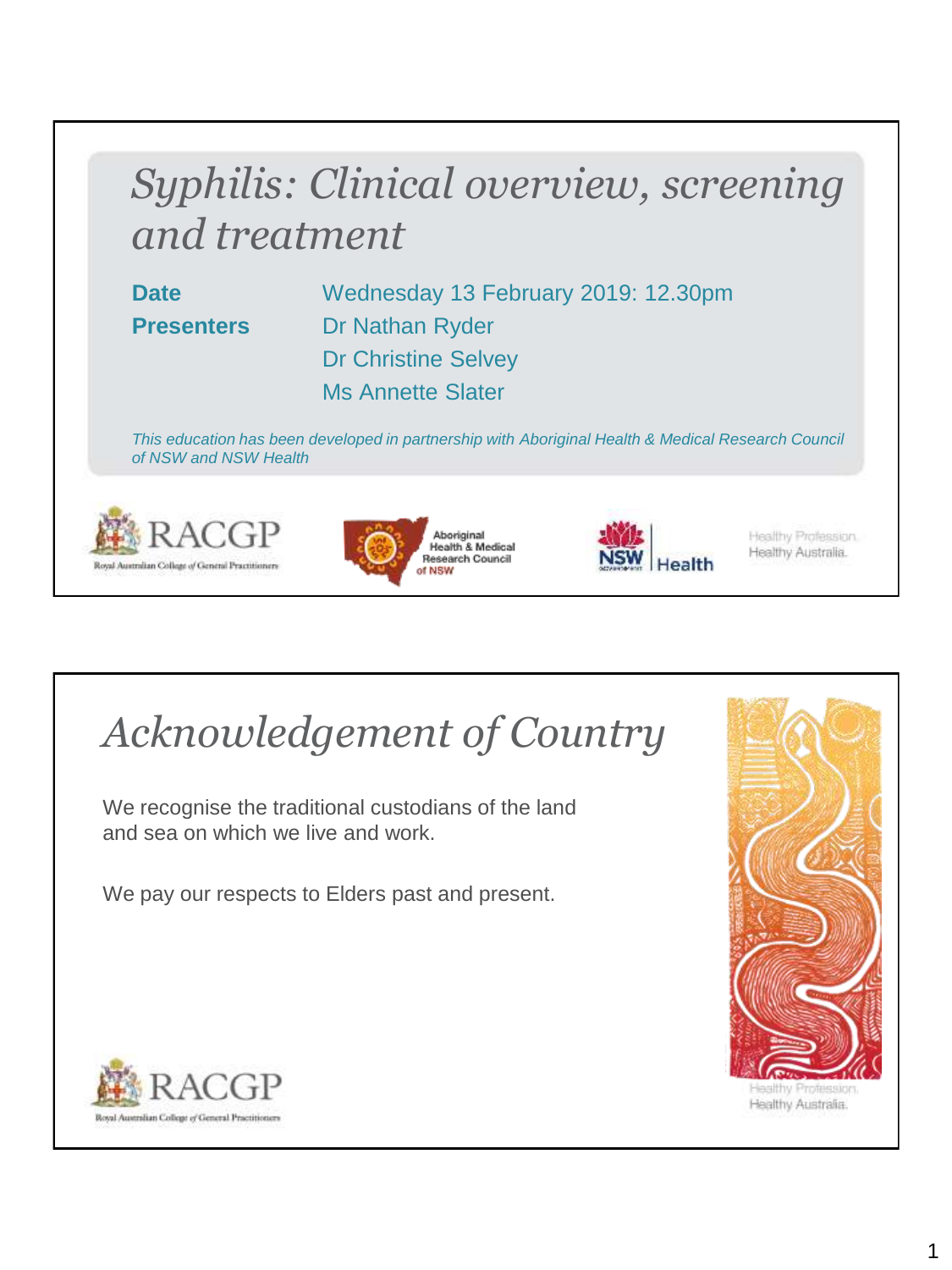# *Syphilis: Clinical overview, screening and treatment*

**Date** Wednesday 13 February 2019: 12.30pm

**Presenters** Dr Nathan Ryder
Dr Christine Selvey
Ms Annette Slater

*This education has been developed in partnership with Aboriginal Health & Medical Research Council of NSW and NSW Health*

RACGP Royal Australian College of General Practitioners

Aboriginal Health & Medical Research Council of NSW

NSW Health

Healthy Profession. Healthy Australia.

# *Acknowledgement of Country*

We recognise the traditional custodians of the land and sea on which we live and work.

We pay our respects to Elders past and present.

RACGP Royal Australian College of General Practitioners

Healthy Profession. Healthy Australia.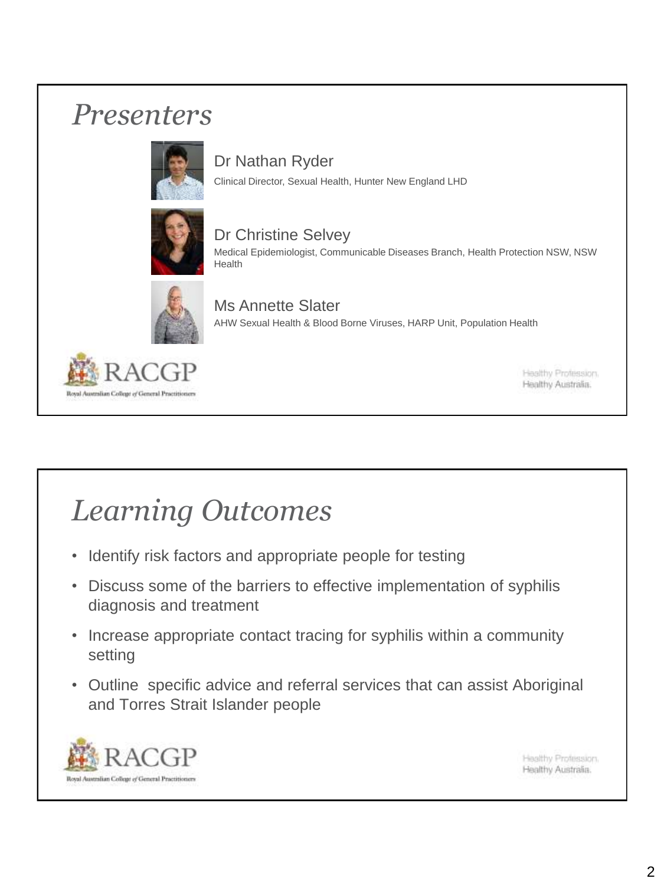# Presenters

**Dr Nathan Ryder**
Clinical Director, Sexual Health, Hunter New England LHD

**Dr Christine Selvey**
Medical Epidemiologist, Communicable Diseases Branch, Health Protection NSW, NSW Health

**Ms Annette Slater**
AHW Sexual Health & Blood Borne Viruses, HARP Unit, Population Health

RACGP
Royal Australian College of General Practitioners

Healthy Profession.
Healthy Australia.

# Learning Outcomes

- Identify risk factors and appropriate people for testing
- Discuss some of the barriers to effective implementation of syphilis diagnosis and treatment
- Increase appropriate contact tracing for syphilis within a community setting
- Outline specific advice and referral services that can assist Aboriginal and Torres Strait Islander people

RACGP
Royal Australian College of General Practitioners

Healthy Profession.
Healthy Australia.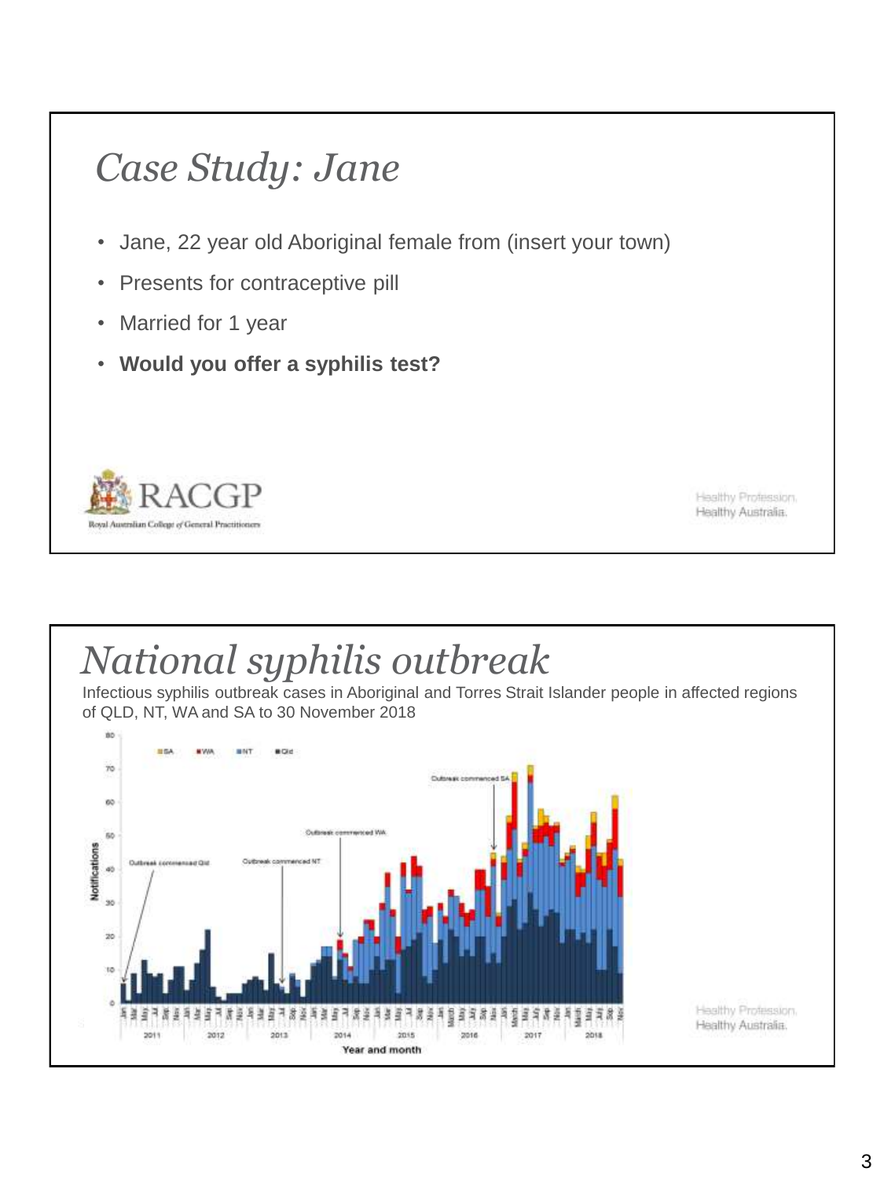# Case Study: Jane

- Jane, 22 year old Aboriginal female from (insert your town)
- Presents for contraceptive pill
- Married for 1 year
- **Would you offer a syphilis test?**

RACGP

Royal Australian College of General Practitioners

Healthy Profession. Healthy Australia.

# National syphilis outbreak

Infectious syphilis outbreak cases in Aboriginal and Torres Strait Islander people in affected regions of QLD, NT, WA and SA to 30 November 2018

Healthy Profession. Healthy Australia.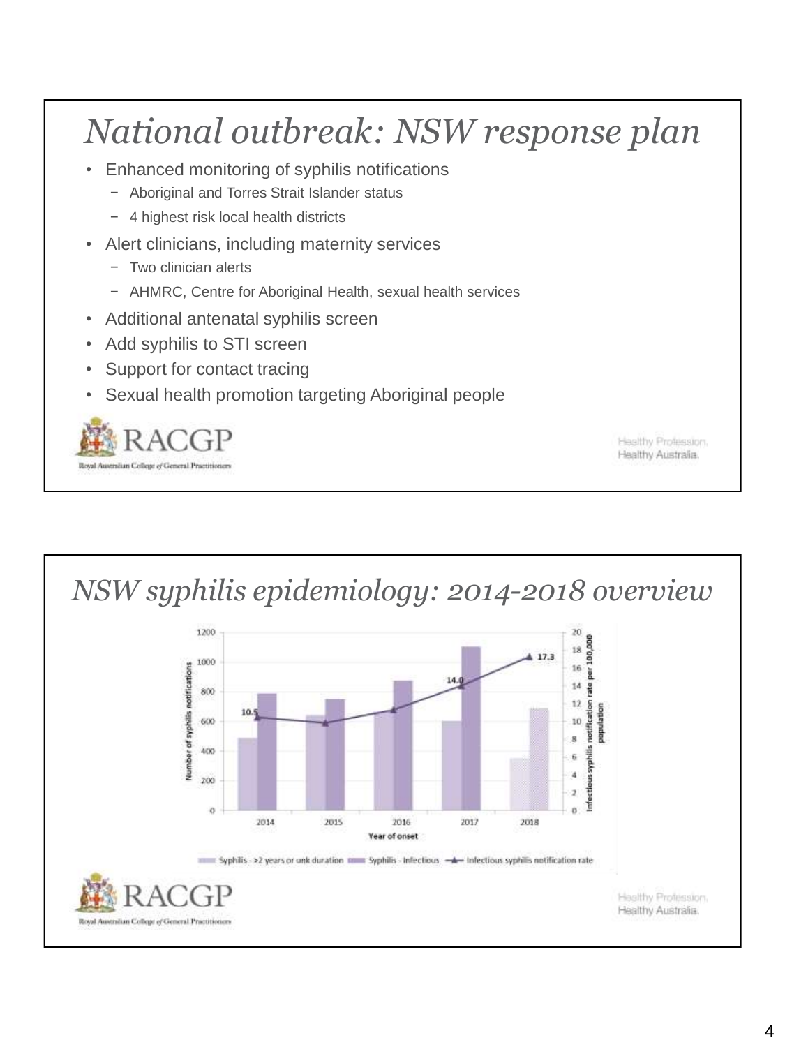## National outbreak: NSW response plan

- Enhanced monitoring of syphilis notifications
  - Aboriginal and Torres Strait Islander status
  - 4 highest risk local health districts
- Alert clinicians, including maternity services
  - Two clinician alerts
  - AHMRC, Centre for Aboriginal Health, sexual health services
- Additional antenatal syphilis screen
- Add syphilis to STI screen
- Support for contact tracing
- Sexual health promotion targeting Aboriginal people

RACGP
Royal Australian College of General Practitioners

Healthy Profession. Healthy Australia.

## NSW syphilis epidemiology: 2014-2018 overview

Number of syphilis notifications (left axis, 0–1200); Infectious syphilis notification rate per 100,000 population (right axis, 0–20); Year of onset: 2014, 2015, 2016, 2017, 2018

Infectious syphilis notification rate labels: 10.5 (2014), 14.0 (2017), 17.3 (2018)

Syphilis - >2 years or unk duration | Syphilis - Infectious | Infectious syphilis notification rate

RACGP
Royal Australian College of General Practitioners

Healthy Profession. Healthy Australia.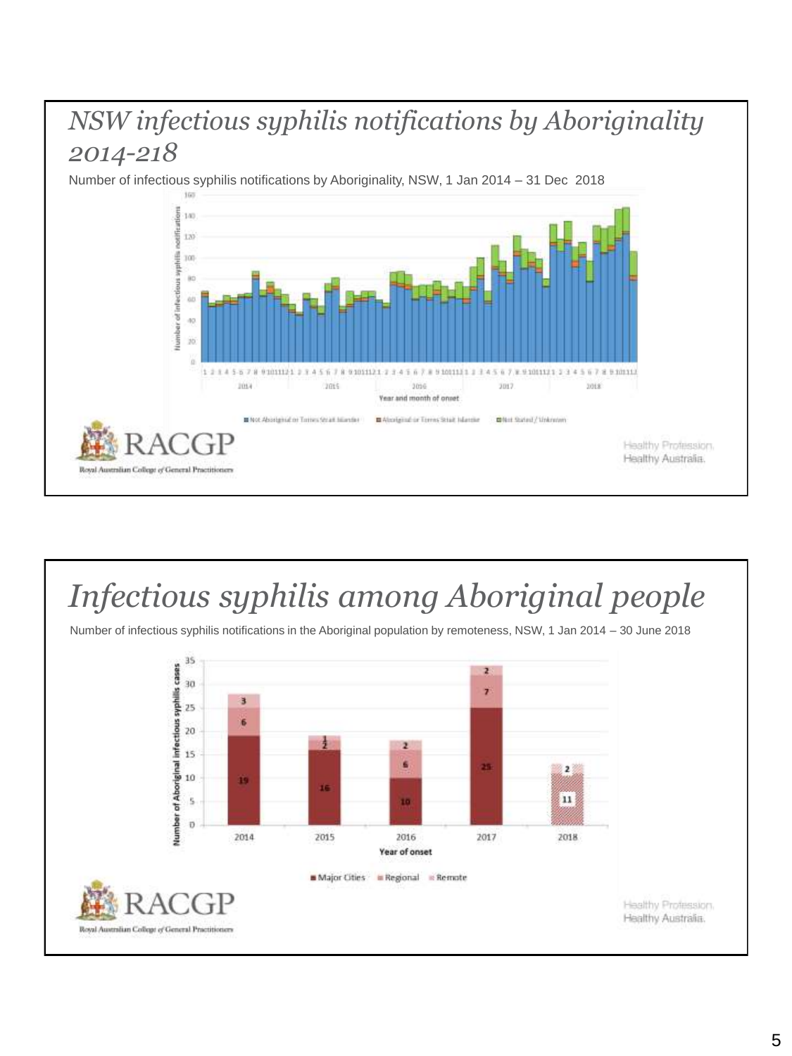## *NSW infectious syphilis notifications by Aboriginality 2014-218*

Number of infectious syphilis notifications by Aboriginality, NSW, 1 Jan 2014 – 31 Dec 2018

Number of infectious syphilis notifications

Year and month of onset

Not Aboriginal or Torres Strait Islander | Aboriginal or Torres Strait Islander | Not Stated / Unknown

RACGP

Royal Australian College of General Practitioners

Healthy Profession.
Healthy Australia.

## *Infectious syphilis among Aboriginal people*

Number of infectious syphilis notifications in the Aboriginal population by remoteness, NSW, 1 Jan 2014 – 30 June 2018

| Year of onset | Major Cities | Regional | Remote |
|---|---|---|---|
| 2014 | 19 | 6 | 3 |
| 2015 | 16 | 2 | 1 |
| 2016 | 10 | 6 | 2 |
| 2017 | 25 | 7 | 2 |
| 2018 | 11 | 2 | |

Number of Aboriginal infectious syphilis cases

RACGP

Royal Australian College of General Practitioners

Healthy Profession.
Healthy Australia.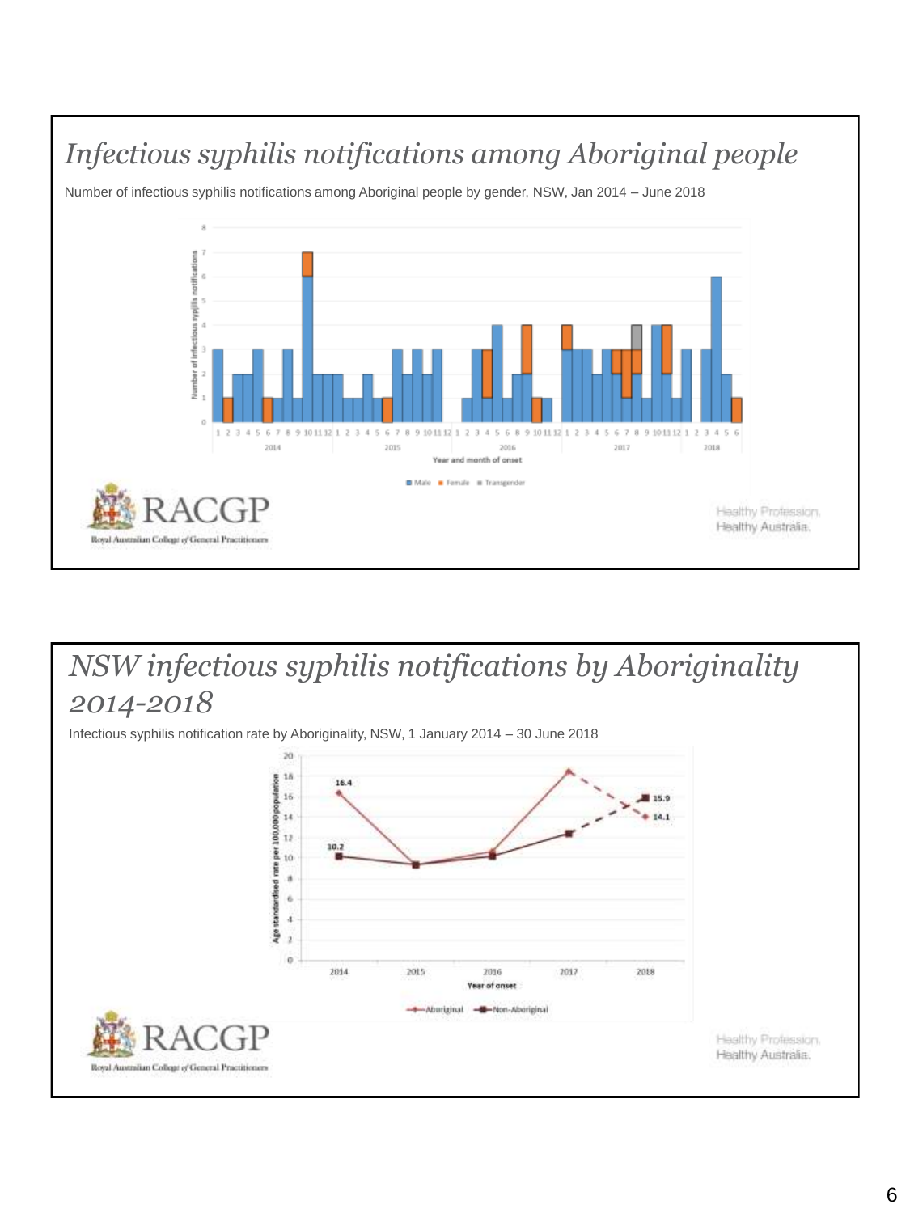## *Infectious syphilis notifications among Aboriginal people*

Number of infectious syphilis notifications among Aboriginal people by gender, NSW, Jan 2014 – June 2018

## *NSW infectious syphilis notifications by Aboriginality 2014-2018*

Infectious syphilis notification rate by Aboriginality, NSW, 1 January 2014 – 30 June 2018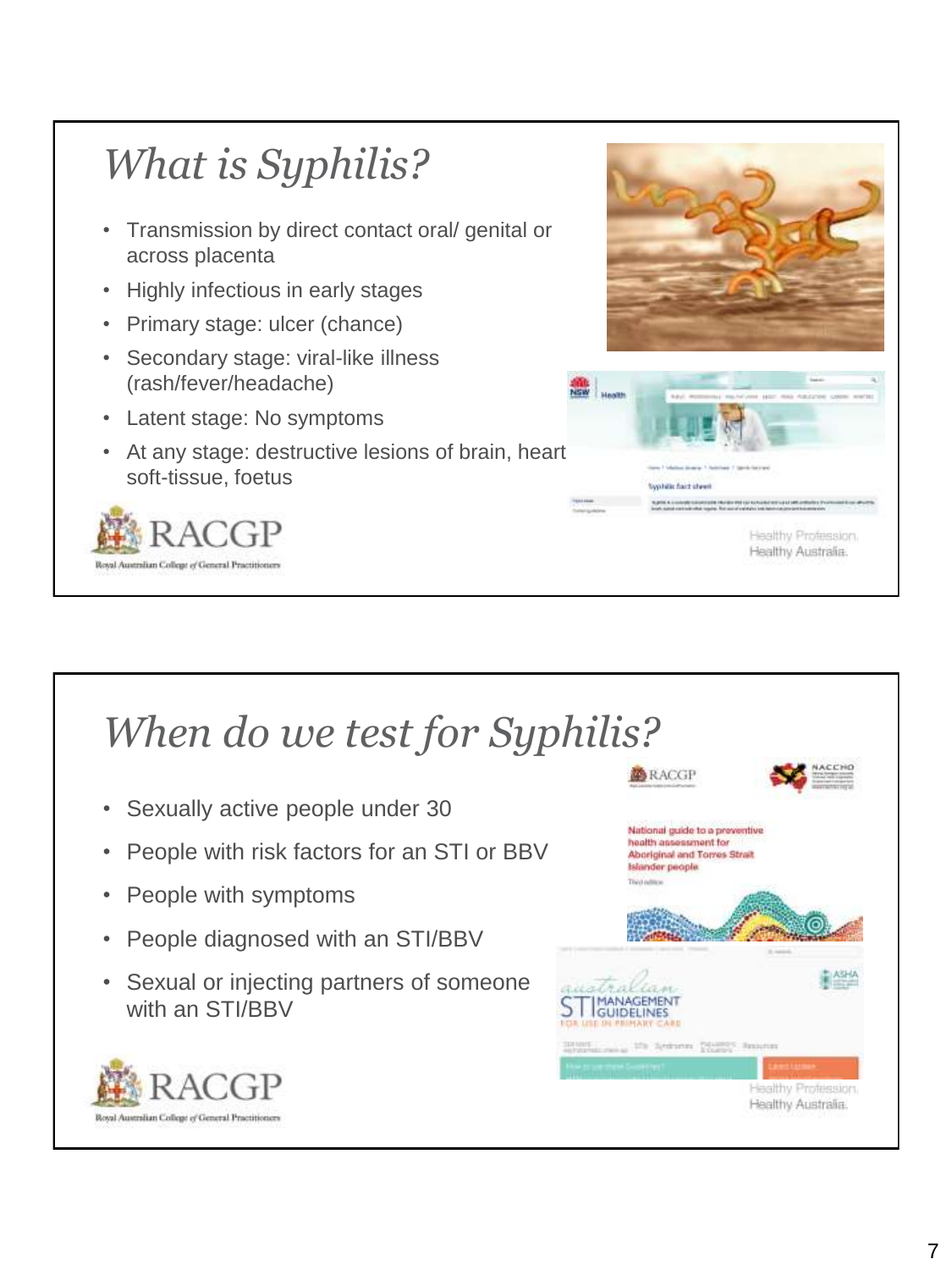## *What is Syphilis?*

- Transmission by direct contact oral/ genital or across placenta
- Highly infectious in early stages
- Primary stage: ulcer (chance)
- Secondary stage: viral-like illness (rash/fever/headache)
- Latent stage: No symptoms
- At any stage: destructive lesions of brain, heart soft-tissue, foetus

RACGP
Royal Australian College of General Practitioners

Healthy Profession.
Healthy Australia.

## *When do we test for Syphilis?*

- Sexually active people under 30
- People with risk factors for an STI or BBV
- People with symptoms
- People diagnosed with an STI/BBV
- Sexual or injecting partners of someone with an STI/BBV

RACGP
Royal Australian College of General Practitioners

Healthy Profession.
Healthy Australia.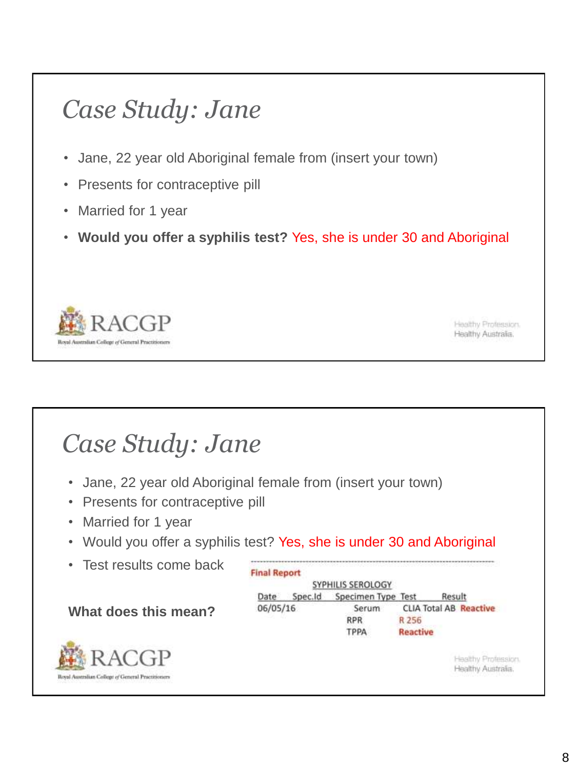# Case Study: Jane

- Jane, 22 year old Aboriginal female from (insert your town)
- Presents for contraceptive pill
- Married for 1 year
- **Would you offer a syphilis test?** Yes, she is under 30 and Aboriginal

RACGP

Royal Australian College of General Practitioners

Healthy Profession.
Healthy Australia.

# Case Study: Jane

- Jane, 22 year old Aboriginal female from (insert your town)
- Presents for contraceptive pill
- Married for 1 year
- Would you offer a syphilis test? Yes, she is under 30 and Aboriginal
- Test results come back

**What does this mean?**

**Final Report**

SYPHILIS SEROLOGY

| Date | Spec.Id | Specimen Type | Test | Result |
|---|---|---|---|---|
| 06/05/16 | | Serum | CLIA Total AB | **Reactive** |
| | | | RPR | R 256 |
| | | | TPPA | **Reactive** |

RACGP

Royal Australian College of General Practitioners

Healthy Profession.
Healthy Australia.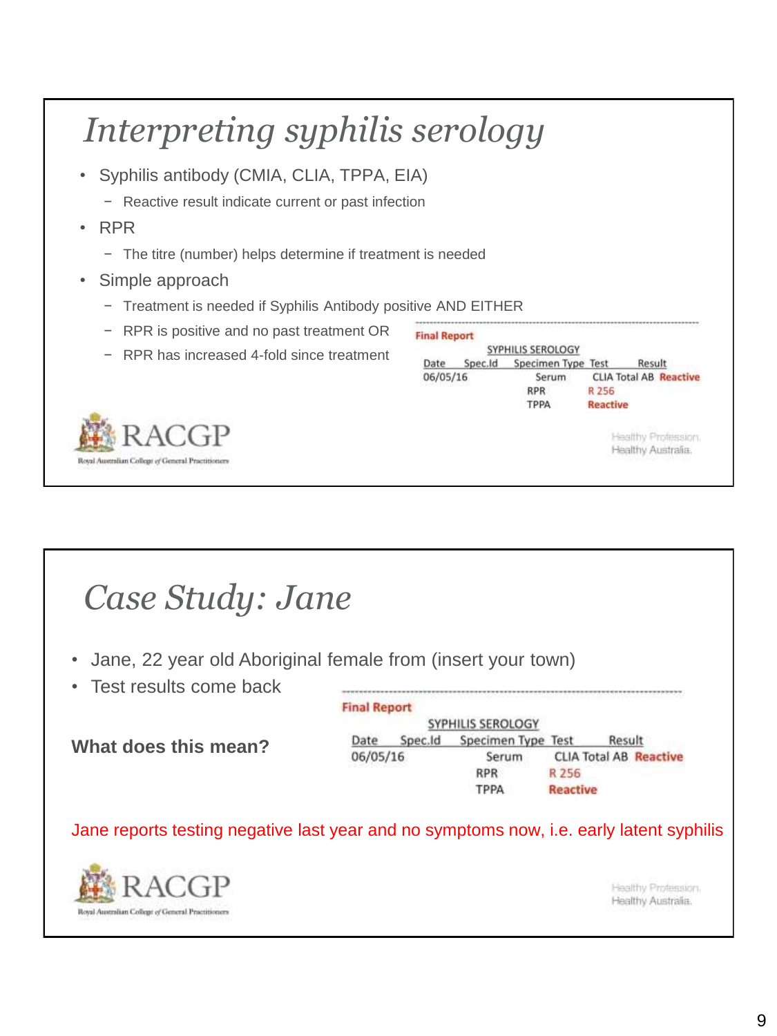# Interpreting syphilis serology

- Syphilis antibody (CMIA, CLIA, TPPA, EIA)
  - Reactive result indicate current or past infection
- RPR
  - The titre (number) helps determine if treatment is needed
- Simple approach
  - Treatment is needed if Syphilis Antibody positive AND EITHER
  - RPR is positive and no past treatment OR
  - RPR has increased 4-fold since treatment

**Final Report**

SYPHILIS SEROLOGY

| Date | Spec.Id | Specimen Type | Test | Result |
|---|---|---|---|---|
| 06/05/16 | | Serum | CLIA Total AB | Reactive |
| | | RPR | R 256 | |
| | | TPPA | Reactive | |

RACGP
Royal Australian College of General Practitioners

Healthy Profession.
Healthy Australia.

# Case Study: Jane

- Jane, 22 year old Aboriginal female from (insert your town)
- Test results come back

**What does this mean?**

**Final Report**

SYPHILIS SEROLOGY

| Date | Spec.Id | Specimen Type | Test | Result |
|---|---|---|---|---|
| 06/05/16 | | Serum | CLIA Total AB | Reactive |
| | | RPR | R 256 | |
| | | TPPA | Reactive | |

Jane reports testing negative last year and no symptoms now, i.e. early latent syphilis

RACGP
Royal Australian College of General Practitioners

Healthy Profession.
Healthy Australia.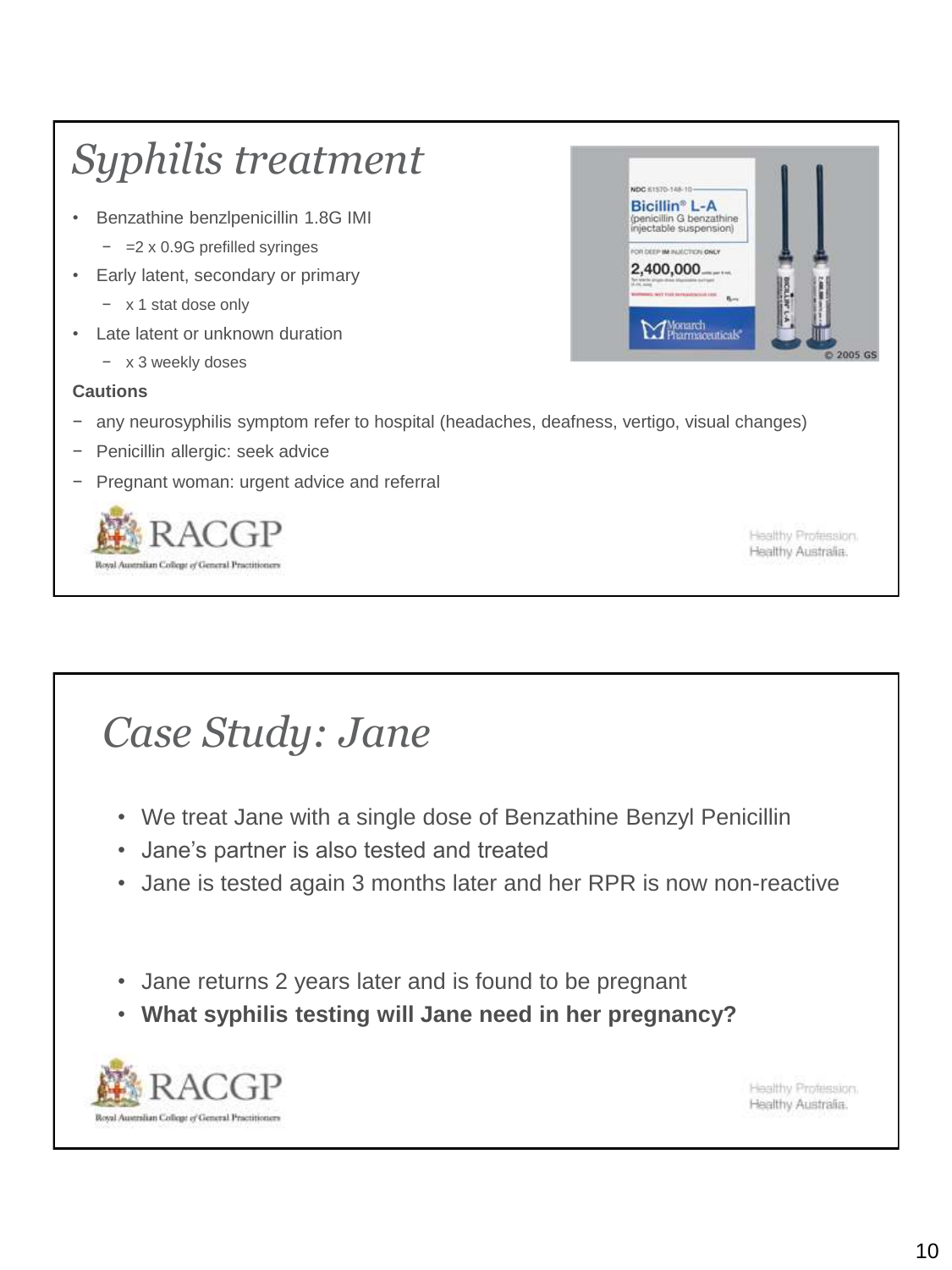# Syphilis treatment

- Benzathine benzlpenicillin 1.8G IMI
  - =2 x 0.9G prefilled syringes
- Early latent, secondary or primary
  - x 1 stat dose only
- Late latent or unknown duration
  - x 3 weekly doses

**Cautions**

- any neurosyphilis symptom refer to hospital (headaches, deafness, vertigo, visual changes)
- Penicillin allergic: seek advice
- Pregnant woman: urgent advice and referral

# Case Study: Jane

- We treat Jane with a single dose of Benzathine Benzyl Penicillin
- Jane's partner is also tested and treated
- Jane is tested again 3 months later and her RPR is now non-reactive

- Jane returns 2 years later and is found to be pregnant
- **What syphilis testing will Jane need in her pregnancy?**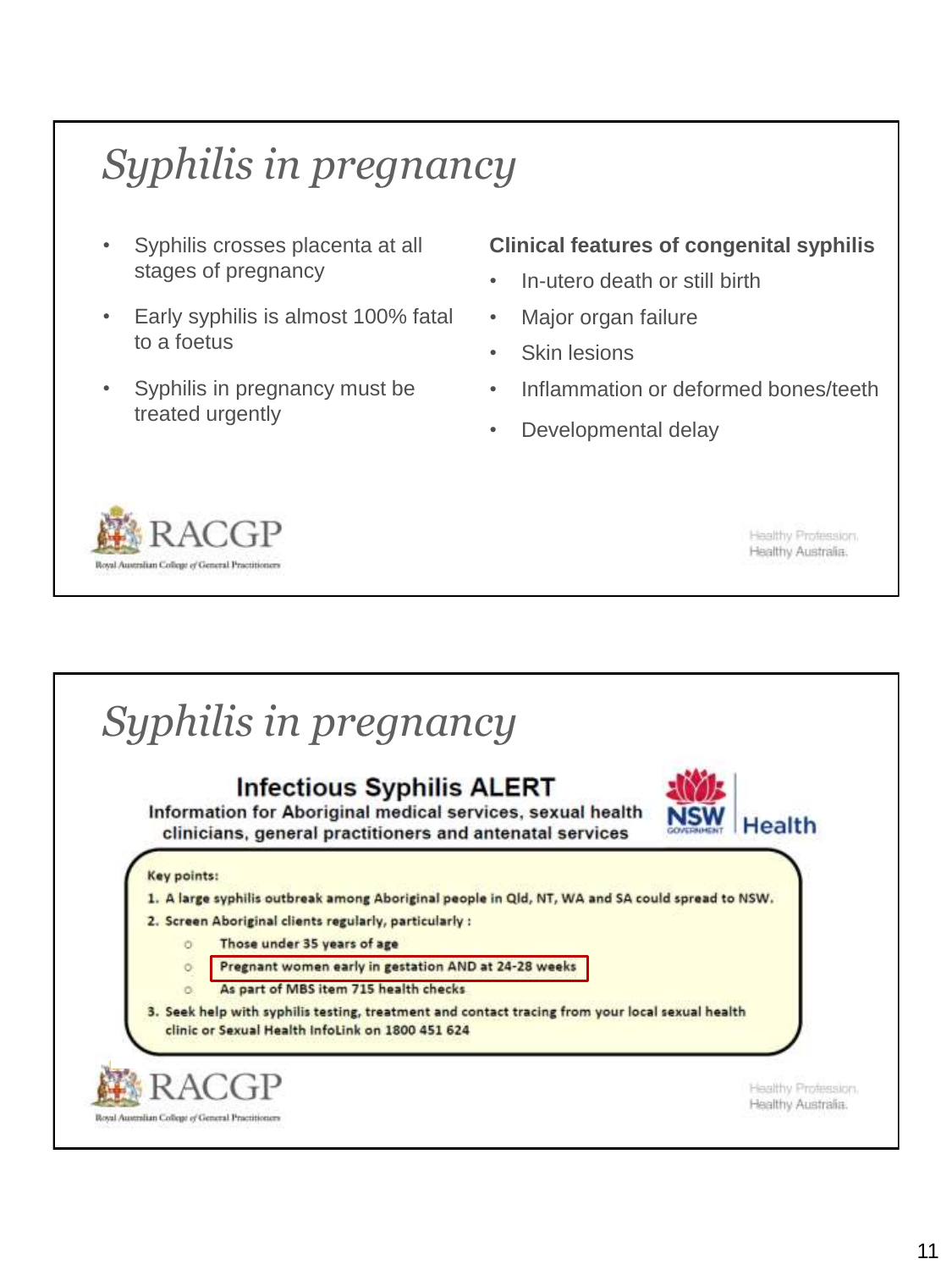## Syphilis in pregnancy

- Syphilis crosses placenta at all stages of pregnancy
- Early syphilis is almost 100% fatal to a foetus
- Syphilis in pregnancy must be treated urgently

**Clinical features of congenital syphilis**

- In-utero death or still birth
- Major organ failure
- Skin lesions
- Inflammation or deformed bones/teeth
- Developmental delay

RACGP
Royal Australian College of General Practitioners

Healthy Profession.
Healthy Australia.

## Syphilis in pregnancy

### Infectious Syphilis ALERT

**Information for Aboriginal medical services, sexual health clinicians, general practitioners and antenatal services**

NSW Government Health

**Key points:**

1. A large syphilis outbreak among Aboriginal people in Qld, NT, WA and SA could spread to NSW.
2. Screen Aboriginal clients regularly, particularly :
   - Those under 35 years of age
   - Pregnant women early in gestation AND at 24-28 weeks
   - As part of MBS item 715 health checks
3. Seek help with syphilis testing, treatment and contact tracing from your local sexual health clinic or Sexual Health InfoLink on 1800 451 624

RACGP
Royal Australian College of General Practitioners

Healthy Profession.
Healthy Australia.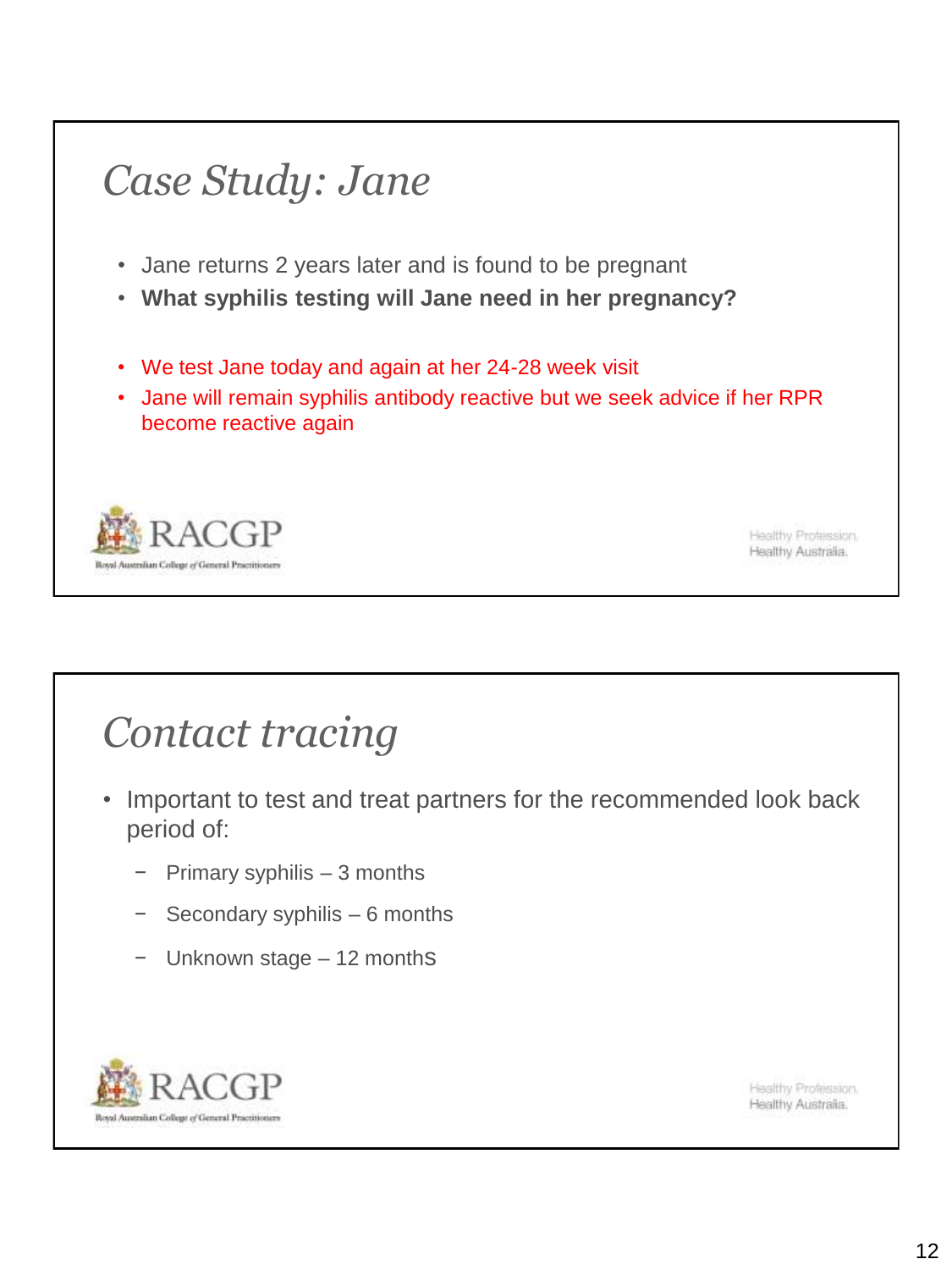## Case Study: Jane

- Jane returns 2 years later and is found to be pregnant
- **What syphilis testing will Jane need in her pregnancy?**

- We test Jane today and again at her 24-28 week visit
- Jane will remain syphilis antibody reactive but we seek advice if her RPR become reactive again

RACGP
Royal Australian College of General Practitioners

Healthy Profession.
Healthy Australia.

## Contact tracing

- Important to test and treat partners for the recommended look back period of:
  - Primary syphilis – 3 months
  - Secondary syphilis – 6 months
  - Unknown stage – 12 months

RACGP
Royal Australian College of General Practitioners

Healthy Profession.
Healthy Australia.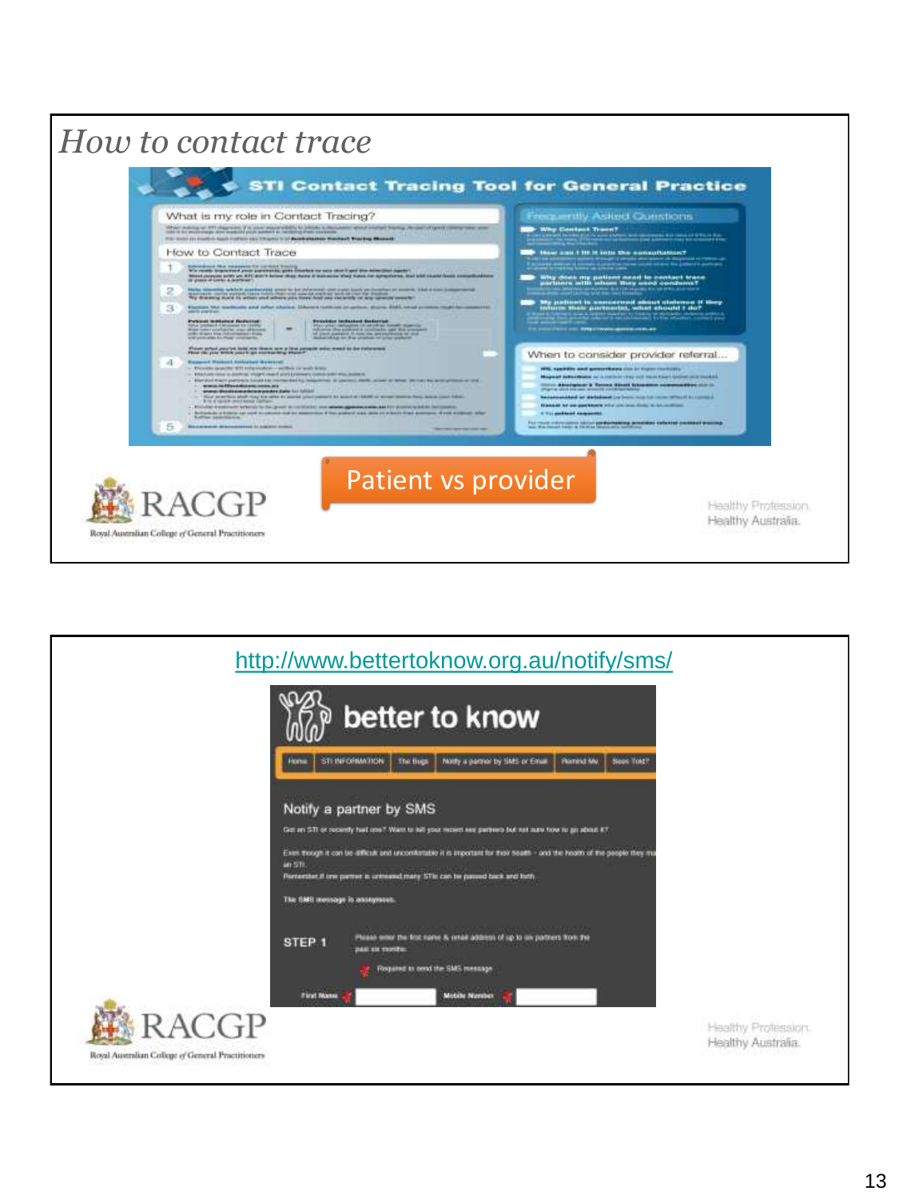## How to contact trace

Patient vs provider

http://www.bettertoknow.org.au/notify/sms/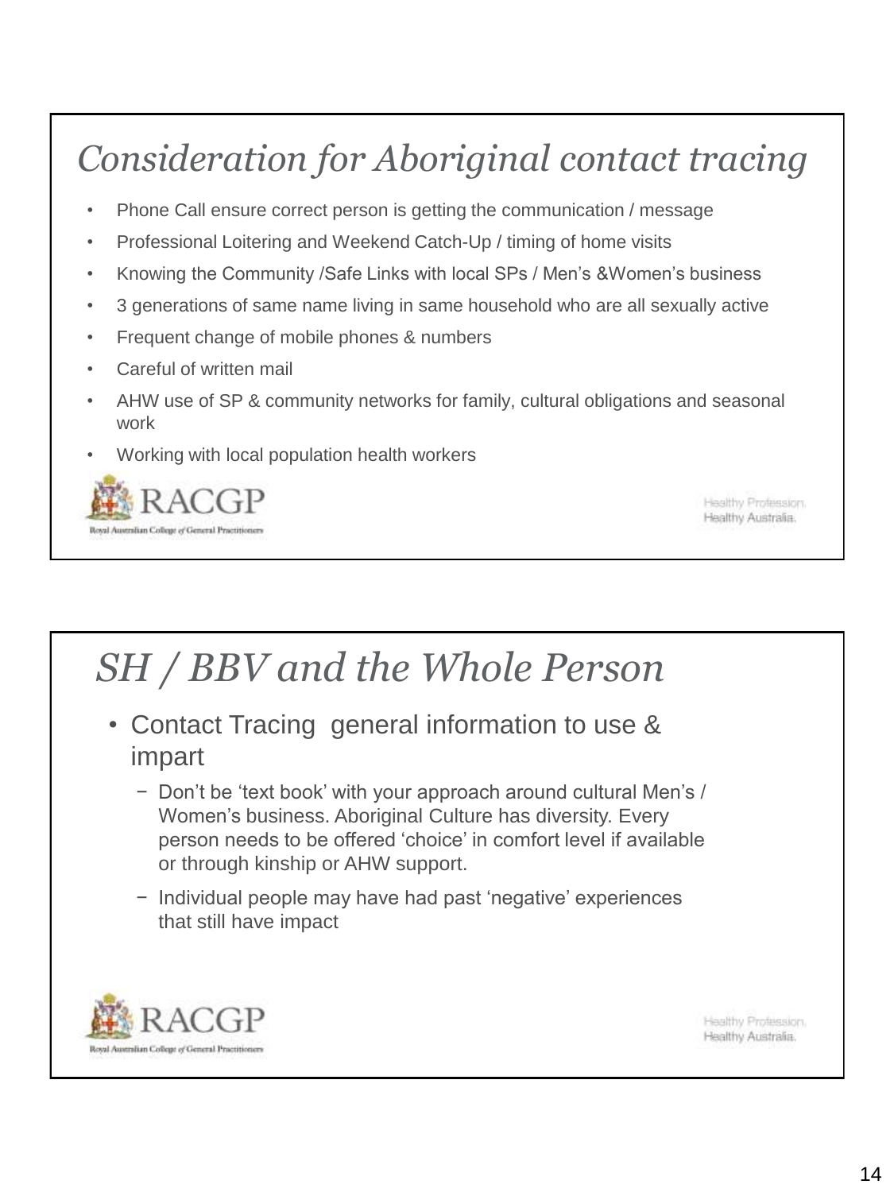## *Consideration for Aboriginal contact tracing*

- Phone Call ensure correct person is getting the communication / message
- Professional Loitering and Weekend Catch-Up / timing of home visits
- Knowing the Community /Safe Links with local SPs / Men's &Women's business
- 3 generations of same name living in same household who are all sexually active
- Frequent change of mobile phones & numbers
- Careful of written mail
- AHW use of SP & community networks for family, cultural obligations and seasonal work
- Working with local population health workers

RACGP
Royal Australian College of General Practitioners

Healthy Profession.
Healthy Australia.

## *SH / BBV and the Whole Person*

- Contact Tracing general information to use & impart
  - Don't be 'text book' with your approach around cultural Men's / Women's business. Aboriginal Culture has diversity. Every person needs to be offered 'choice' in comfort level if available or through kinship or AHW support.
  - Individual people may have had past 'negative' experiences that still have impact

RACGP
Royal Australian College of General Practitioners

Healthy Profession.
Healthy Australia.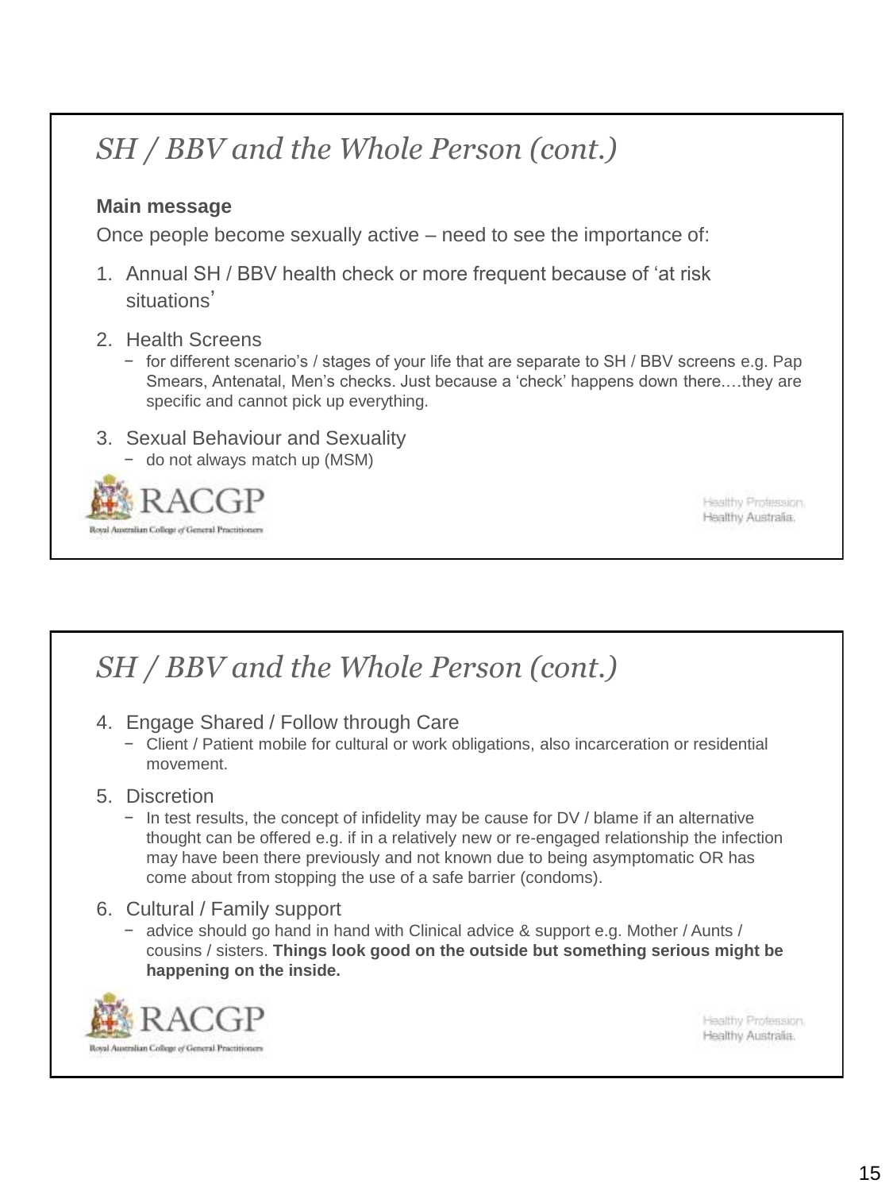## *SH / BBV and the Whole Person (cont.)*

**Main message**

Once people become sexually active – need to see the importance of:

1. Annual SH / BBV health check or more frequent because of 'at risk situations'
2. Health Screens
   - for different scenario's / stages of your life that are separate to SH / BBV screens e.g. Pap Smears, Antenatal, Men's checks. Just because a 'check' happens down there.…they are specific and cannot pick up everything.
3. Sexual Behaviour and Sexuality
   - do not always match up (MSM)

RACGP

Royal Australian College of General Practitioners

Healthy Profession. Healthy Australia.

## *SH / BBV and the Whole Person (cont.)*

4. Engage Shared / Follow through Care
   - Client / Patient mobile for cultural or work obligations, also incarceration or residential movement.
5. Discretion
   - In test results, the concept of infidelity may be cause for DV / blame if an alternative thought can be offered e.g. if in a relatively new or re-engaged relationship the infection may have been there previously and not known due to being asymptomatic OR has come about from stopping the use of a safe barrier (condoms).
6. Cultural / Family support
   - advice should go hand in hand with Clinical advice & support e.g. Mother / Aunts / cousins / sisters. **Things look good on the outside but something serious might be happening on the inside.**

RACGP

Royal Australian College of General Practitioners

Healthy Profession. Healthy Australia.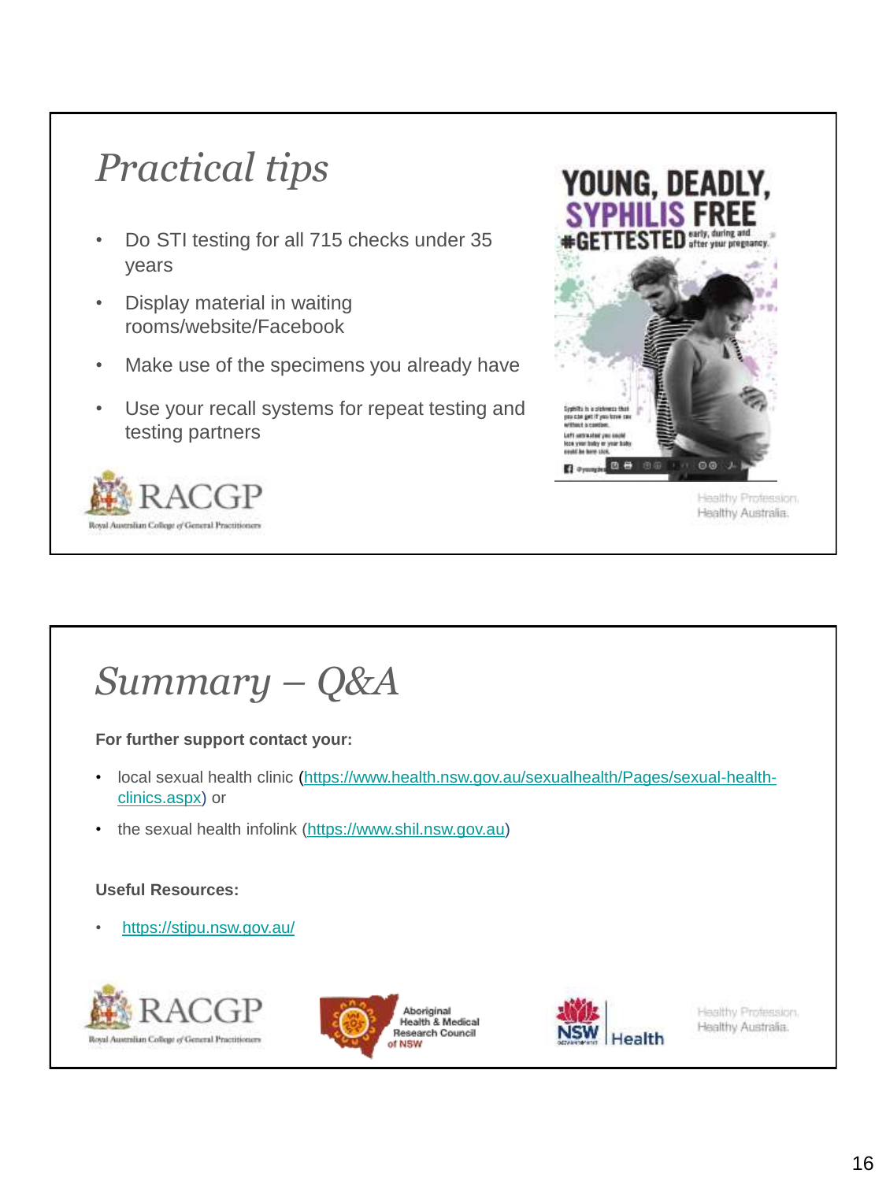## *Practical tips*

- Do STI testing for all 715 checks under 35 years
- Display material in waiting rooms/website/Facebook
- Make use of the specimens you already have
- Use your recall systems for repeat testing and testing partners

YOUNG, DEADLY, SYPHILIS FREE
#GETTESTED early, during and after your pregnancy.

RACGP
Royal Australian College of General Practitioners

Healthy Profession.
Healthy Australia.

## *Summary – Q&A*

**For further support contact your:**

- local sexual health clinic (https://www.health.nsw.gov.au/sexualhealth/Pages/sexual-health-clinics.aspx) or
- the sexual health infolink (https://www.shil.nsw.gov.au)

**Useful Resources:**

- https://stipu.nsw.gov.au/

RACGP
Royal Australian College of General Practitioners

Aboriginal Health & Medical Research Council of NSW

NSW Health

Healthy Profession.
Healthy Australia.